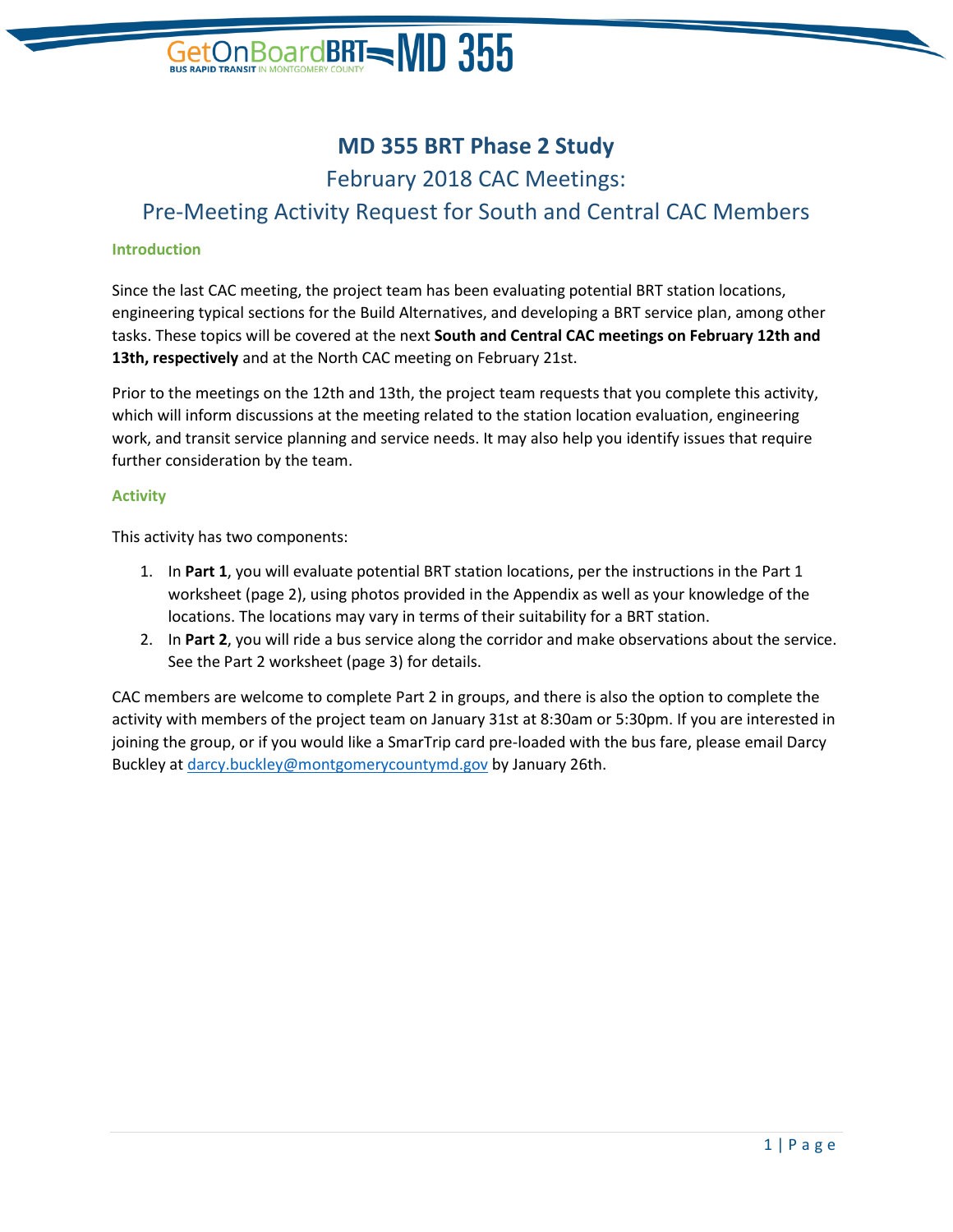# MD 355 BRT Phase 2 Study

## February 2018 CAC Meetings:

## Pre-Meeting Activity Request for South and Central CAC Members

### Introduction

Since the last CAC meeting, the project team has been evaluating potential BRT station locations, engineering typical sections for the Build Alternatives, and developing a BRT service plan, among other tasks. These topics will be covered at the next **South and Central CAC meetings on February 12th and 13th, respectively** and at the North CAC meeting on February 21st.

Prior to the meetings on the 12th and 13th, the project team requests that you complete this activity, which will inform discussions at the meeting related to the station location evaluation, engineering work, and transit service planning and service needs. It may also help you identify issues that require further consideration by the team.

### Activity

This activity has two components:

1. In **Part 1**, you will evaluate potential BRT station locations, per the instructions in the Part 1 worksheet (page 2), using photos provided in the Appendix as well as your knowledge of the locations. The locations may vary in terms of their suitability for a BRT station.
2. In **Part 2**, you will ride a bus service along the corridor and make observations about the service. See the Part 2 worksheet (page 3) for details.

CAC members are welcome to complete Part 2 in groups, and there is also the option to complete the activity with members of the project team on January 31st at 8:30am or 5:30pm. If you are interested in joining the group, or if you would like a SmarTrip card pre-loaded with the bus fare, please email Darcy Buckley at darcy.buckley@montgomerycountymd.gov by January 26th.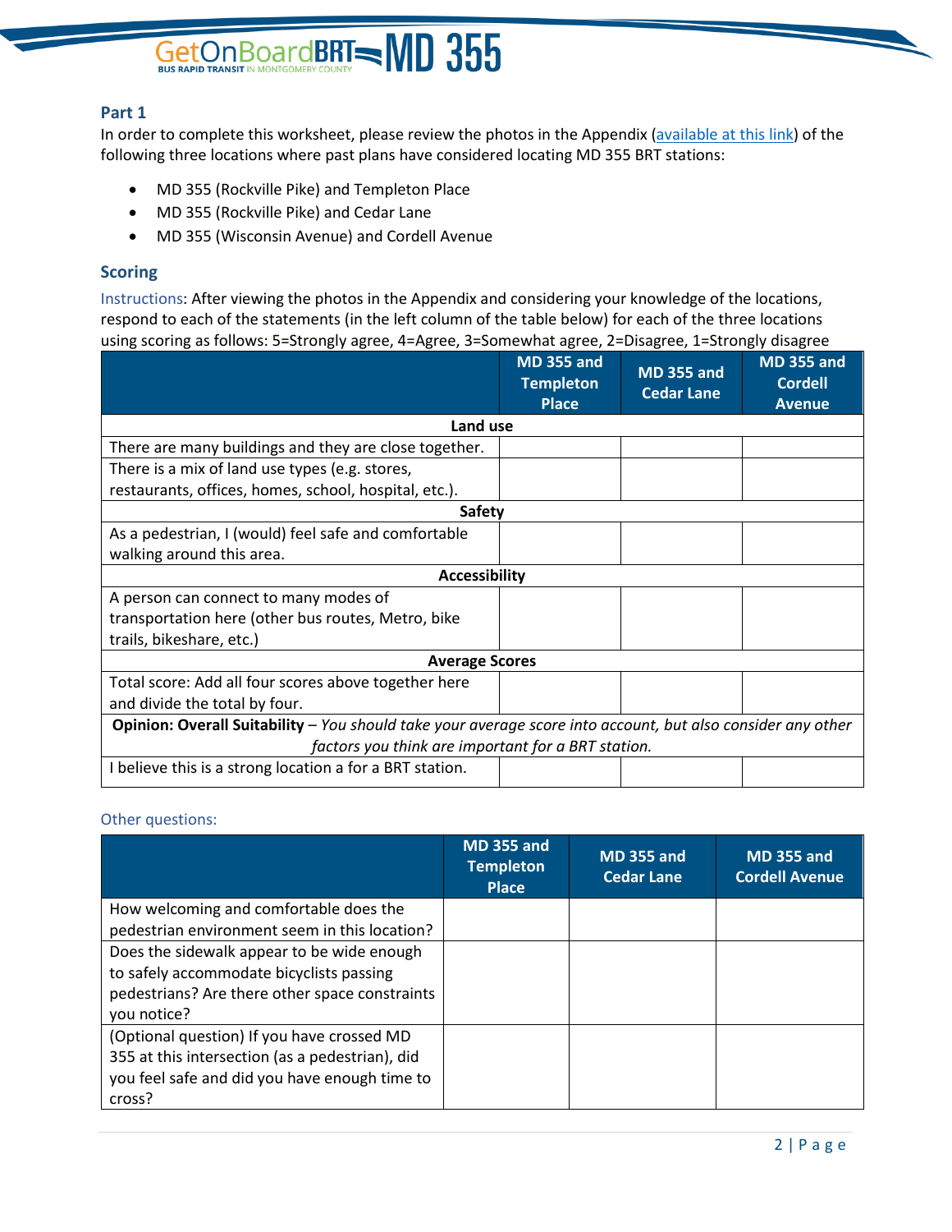## Part 1

In order to complete this worksheet, please review the photos in the Appendix (available at this link) of the following three locations where past plans have considered locating MD 355 BRT stations:

- MD 355 (Rockville Pike) and Templeton Place
- MD 355 (Rockville Pike) and Cedar Lane
- MD 355 (Wisconsin Avenue) and Cordell Avenue

## Scoring

Instructions: After viewing the photos in the Appendix and considering your knowledge of the locations, respond to each of the statements (in the left column of the table below) for each of the three locations using scoring as follows: 5=Strongly agree, 4=Agree, 3=Somewhat agree, 2=Disagree, 1=Strongly disagree

| | MD 355 and Templeton Place | MD 355 and Cedar Lane | MD 355 and Cordell Avenue |
|---|---|---|---|
| **Land use** | | | |
| There are many buildings and they are close together. | | | |
| There is a mix of land use types (e.g. stores, restaurants, offices, homes, school, hospital, etc.). | | | |
| **Safety** | | | |
| As a pedestrian, I (would) feel safe and comfortable walking around this area. | | | |
| **Accessibility** | | | |
| A person can connect to many modes of transportation here (other bus routes, Metro, bike trails, bikeshare, etc.) | | | |
| **Average Scores** | | | |
| Total score: Add all four scores above together here and divide the total by four. | | | |
| **Opinion: Overall Suitability** – *You should take your average score into account, but also consider any other factors you think are important for a BRT station.* | | | |
| I believe this is a strong location a for a BRT station. | | | |

Other questions:

| | MD 355 and Templeton Place | MD 355 and Cedar Lane | MD 355 and Cordell Avenue |
|---|---|---|---|
| How welcoming and comfortable does the pedestrian environment seem in this location? | | | |
| Does the sidewalk appear to be wide enough to safely accommodate bicyclists passing pedestrians? Are there other space constraints you notice? | | | |
| (Optional question) If you have crossed MD 355 at this intersection (as a pedestrian), did you feel safe and did you have enough time to cross? | | | |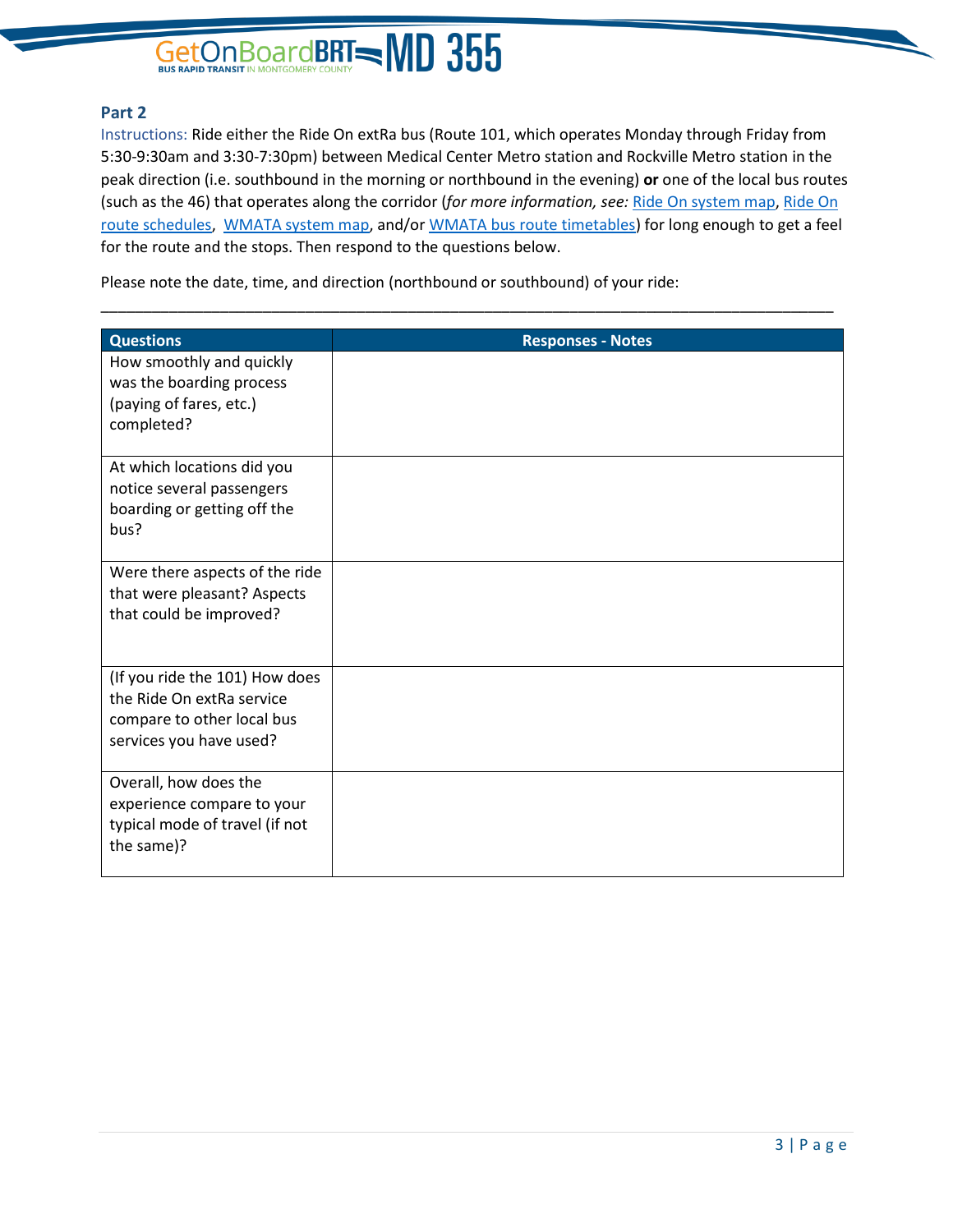## Part 2

Instructions: Ride either the Ride On extRa bus (Route 101, which operates Monday through Friday from 5:30-9:30am and 3:30-7:30pm) between Medical Center Metro station and Rockville Metro station in the peak direction (i.e. southbound in the morning or northbound in the evening) **or** one of the local bus routes (such as the 46) that operates along the corridor (*for more information, see:* Ride On system map, Ride On route schedules, WMATA system map, and/or WMATA bus route timetables) for long enough to get a feel for the route and the stops. Then respond to the questions below.

Please note the date, time, and direction (northbound or southbound) of your ride:

\_\_\_\_\_\_\_\_\_\_\_\_\_\_\_\_\_\_\_\_\_\_\_\_\_\_\_\_\_\_\_\_\_\_\_\_\_\_\_\_\_\_\_\_\_\_\_\_\_\_\_\_\_\_\_\_\_\_\_\_\_\_\_\_\_\_\_\_\_\_\_\_\_\_\_\_\_\_\_\_\_\_

| Questions | Responses - Notes |
|---|---|
| How smoothly and quickly was the boarding process (paying of fares, etc.) completed? | |
| At which locations did you notice several passengers boarding or getting off the bus? | |
| Were there aspects of the ride that were pleasant? Aspects that could be improved? | |
| (If you ride the 101) How does the Ride On extRa service compare to other local bus services you have used? | |
| Overall, how does the experience compare to your typical mode of travel (if not the same)? | |